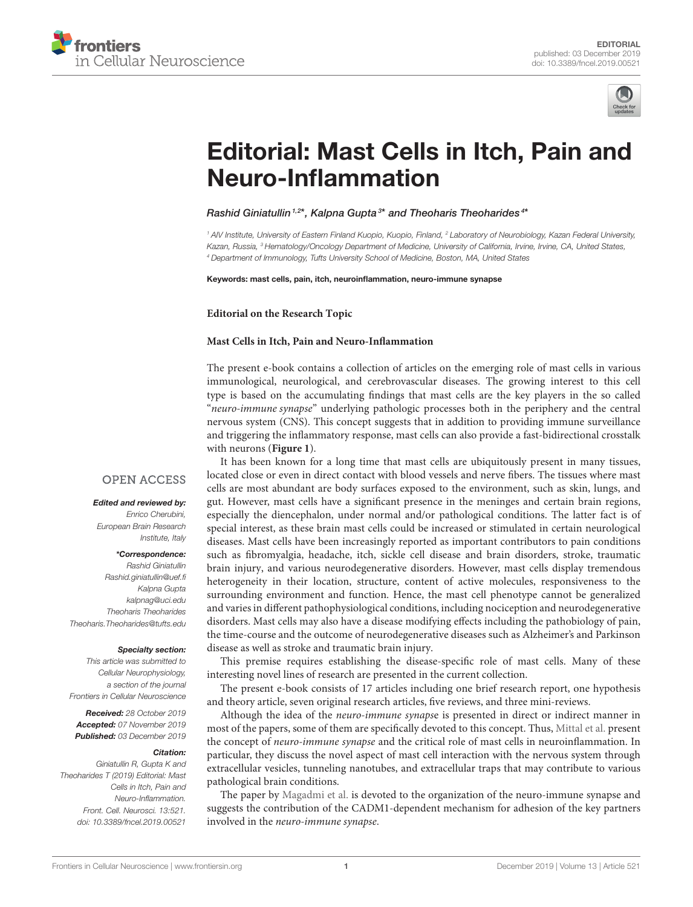EDITORIAL
published: 03 December 2019
doi: 10.3389/fncel.2019.00521

# Editorial: Mast Cells in Itch, Pain and Neuro-Inflammation

*Rashid Giniatullin[1,2]*, Kalpna Gupta[3]* and Theoharis Theoharides[4]**

[1] AIV Institute, University of Eastern Finland Kuopio, Kuopio, Finland, [2] Laboratory of Neurobiology, Kazan Federal University, Kazan, Russia, [3] Hematology/Oncology Department of Medicine, University of California, Irvine, Irvine, CA, United States, [4] Department of Immunology, Tufts University School of Medicine, Boston, MA, United States

**Keywords:** mast cells, pain, itch, neuroinflammation, neuro-immune synapse

OPEN ACCESS

***Edited and reviewed by:***
*Enrico Cherubini, European Brain Research Institute, Italy*

***\*Correspondence:***
*Rashid Giniatullin*
*Rashid.giniatullin@uef.fi*
*Kalpna Gupta*
*kalpnag@uci.edu*
*Theoharis Theoharides*
*Theoharis.Theoharides@tufts.edu*

***Specialty section:***
*This article was submitted to Cellular Neurophysiology, a section of the journal Frontiers in Cellular Neuroscience*

***Received:*** *28 October 2019*
***Accepted:*** *07 November 2019*
***Published:*** *03 December 2019*

***Citation:***
*Giniatullin R, Gupta K and Theoharides T (2019) Editorial: Mast Cells in Itch, Pain and Neuro-Inflammation. Front. Cell. Neurosci. 13:521. doi: 10.3389/fncel.2019.00521*

**Editorial on the Research Topic**

**Mast Cells in Itch, Pain and Neuro-Inflammation**

The present e-book contains a collection of articles on the emerging role of mast cells in various immunological, neurological, and cerebrovascular diseases. The growing interest to this cell type is based on the accumulating findings that mast cells are the key players in the so called "*neuro-immune synapse*" underlying pathologic processes both in the periphery and the central nervous system (CNS). This concept suggests that in addition to providing immune surveillance and triggering the inflammatory response, mast cells can also provide a fast-bidirectional crosstalk with neurons (**Figure 1**).

It has been known for a long time that mast cells are ubiquitously present in many tissues, located close or even in direct contact with blood vessels and nerve fibers. The tissues where mast cells are most abundant are body surfaces exposed to the environment, such as skin, lungs, and gut. However, mast cells have a significant presence in the meninges and certain brain regions, especially the diencephalon, under normal and/or pathological conditions. The latter fact is of special interest, as these brain mast cells could be increased or stimulated in certain neurological diseases. Mast cells have been increasingly reported as important contributors to pain conditions such as fibromyalgia, headache, itch, sickle cell disease and brain disorders, stroke, traumatic brain injury, and various neurodegenerative disorders. However, mast cells display tremendous heterogeneity in their location, structure, content of active molecules, responsiveness to the surrounding environment and function. Hence, the mast cell phenotype cannot be generalized and varies in different pathophysiological conditions, including nociception and neurodegenerative disorders. Mast cells may also have a disease modifying effects including the pathobiology of pain, the time-course and the outcome of neurodegenerative diseases such as Alzheimer's and Parkinson disease as well as stroke and traumatic brain injury.

This premise requires establishing the disease-specific role of mast cells. Many of these interesting novel lines of research are presented in the current collection.

The present e-book consists of 17 articles including one brief research report, one hypothesis and theory article, seven original research articles, five reviews, and three mini-reviews.

Although the idea of the *neuro-immune synapse* is presented in direct or indirect manner in most of the papers, some of them are specifically devoted to this concept. Thus, Mittal et al. present the concept of *neuro-immune synapse* and the critical role of mast cells in neuroinflammation. In particular, they discuss the novel aspect of mast cell interaction with the nervous system through extracellular vesicles, tunneling nanotubes, and extracellular traps that may contribute to various pathological brain conditions.

The paper by Magadmi et al. is devoted to the organization of the neuro-immune synapse and suggests the contribution of the CADM1-dependent mechanism for adhesion of the key partners involved in the *neuro-immune synapse*.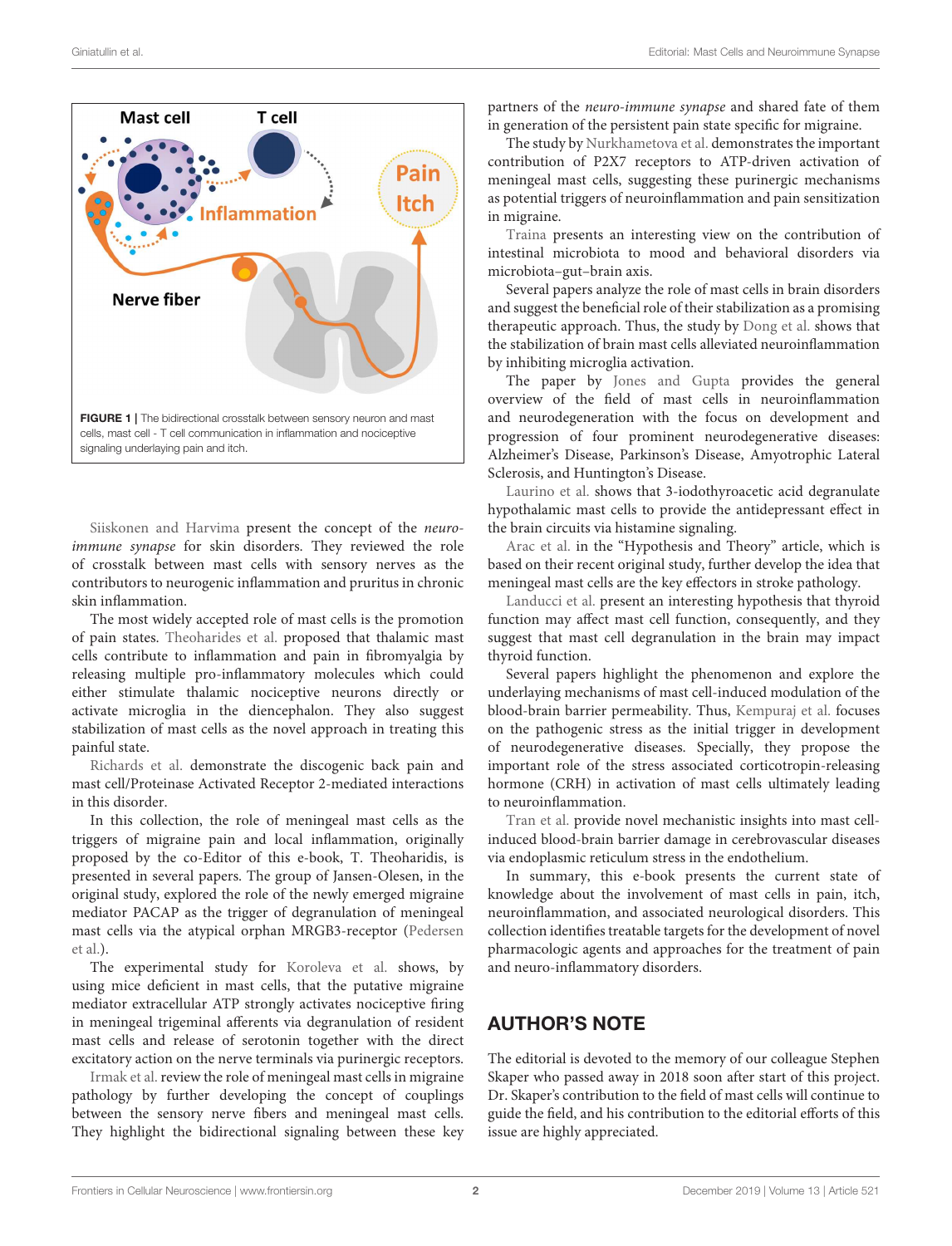**FIGURE 1** | The bidirectional crosstalk between sensory neuron and mast cells, mast cell - T cell communication in inflammation and nociceptive signaling underlaying pain and itch.

Siiskonen and Harvima present the concept of the *neuro-immune synapse* for skin disorders. They reviewed the role of crosstalk between mast cells with sensory nerves as the contributors to neurogenic inflammation and pruritus in chronic skin inflammation.

The most widely accepted role of mast cells is the promotion of pain states. Theoharides et al. proposed that thalamic mast cells contribute to inflammation and pain in fibromyalgia by releasing multiple pro-inflammatory molecules which could either stimulate thalamic nociceptive neurons directly or activate microglia in the diencephalon. They also suggest stabilization of mast cells as the novel approach in treating this painful state.

Richards et al. demonstrate the discogenic back pain and mast cell/Proteinase Activated Receptor 2-mediated interactions in this disorder.

In this collection, the role of meningeal mast cells as the triggers of migraine pain and local inflammation, originally proposed by the co-Editor of this e-book, T. Theoharidis, is presented in several papers. The group of Jansen-Olesen, in the original study, explored the role of the newly emerged migraine mediator PACAP as the trigger of degranulation of meningeal mast cells via the atypical orphan MRGB3-receptor (Pedersen et al.).

The experimental study for Koroleva et al. shows, by using mice deficient in mast cells, that the putative migraine mediator extracellular ATP strongly activates nociceptive firing in meningeal trigeminal afferents via degranulation of resident mast cells and release of serotonin together with the direct excitatory action on the nerve terminals via purinergic receptors.

Irmak et al. review the role of meningeal mast cells in migraine pathology by further developing the concept of couplings between the sensory nerve fibers and meningeal mast cells. They highlight the bidirectional signaling between these key partners of the *neuro-immune synapse* and shared fate of them in generation of the persistent pain state specific for migraine.

The study by Nurkhametova et al. demonstrates the important contribution of P2X7 receptors to ATP-driven activation of meningeal mast cells, suggesting these purinergic mechanisms as potential triggers of neuroinflammation and pain sensitization in migraine.

Traina presents an interesting view on the contribution of intestinal microbiota to mood and behavioral disorders via microbiota–gut–brain axis.

Several papers analyze the role of mast cells in brain disorders and suggest the beneficial role of their stabilization as a promising therapeutic approach. Thus, the study by Dong et al. shows that the stabilization of brain mast cells alleviated neuroinflammation by inhibiting microglia activation.

The paper by Jones and Gupta provides the general overview of the field of mast cells in neuroinflammation and neurodegeneration with the focus on development and progression of four prominent neurodegenerative diseases: Alzheimer's Disease, Parkinson's Disease, Amyotrophic Lateral Sclerosis, and Huntington's Disease.

Laurino et al. shows that 3-iodothyroacetic acid degranulate hypothalamic mast cells to provide the antidepressant effect in the brain circuits via histamine signaling.

Arac et al. in the "Hypothesis and Theory" article, which is based on their recent original study, further develop the idea that meningeal mast cells are the key effectors in stroke pathology.

Landucci et al. present an interesting hypothesis that thyroid function may affect mast cell function, consequently, and they suggest that mast cell degranulation in the brain may impact thyroid function.

Several papers highlight the phenomenon and explore the underlaying mechanisms of mast cell-induced modulation of the blood-brain barrier permeability. Thus, Kempuraj et al. focuses on the pathogenic stress as the initial trigger in development of neurodegenerative diseases. Specially, they propose the important role of the stress associated corticotropin-releasing hormone (CRH) in activation of mast cells ultimately leading to neuroinflammation.

Tran et al. provide novel mechanistic insights into mast cell-induced blood-brain barrier damage in cerebrovascular diseases via endoplasmic reticulum stress in the endothelium.

In summary, this e-book presents the current state of knowledge about the involvement of mast cells in pain, itch, neuroinflammation, and associated neurological disorders. This collection identifies treatable targets for the development of novel pharmacologic agents and approaches for the treatment of pain and neuro-inflammatory disorders.

## AUTHOR'S NOTE

The editorial is devoted to the memory of our colleague Stephen Skaper who passed away in 2018 soon after start of this project. Dr. Skaper's contribution to the field of mast cells will continue to guide the field, and his contribution to the editorial efforts of this issue are highly appreciated.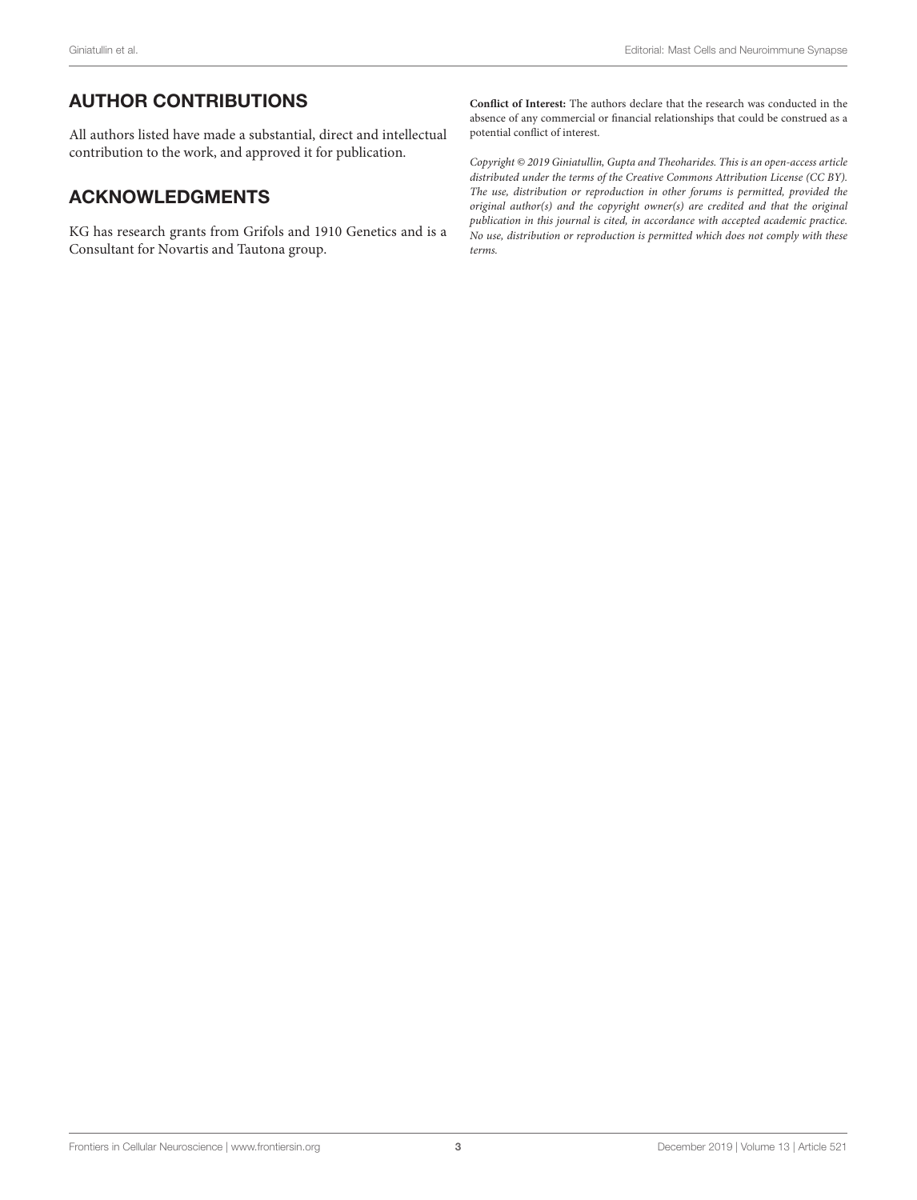## AUTHOR CONTRIBUTIONS

All authors listed have made a substantial, direct and intellectual contribution to the work, and approved it for publication.

## ACKNOWLEDGMENTS

KG has research grants from Grifols and 1910 Genetics and is a Consultant for Novartis and Tautona group.

**Conflict of Interest:** The authors declare that the research was conducted in the absence of any commercial or financial relationships that could be construed as a potential conflict of interest.

*Copyright © 2019 Giniatullin, Gupta and Theoharides. This is an open-access article distributed under the terms of the Creative Commons Attribution License (CC BY). The use, distribution or reproduction in other forums is permitted, provided the original author(s) and the copyright owner(s) are credited and that the original publication in this journal is cited, in accordance with accepted academic practice. No use, distribution or reproduction is permitted which does not comply with these terms.*